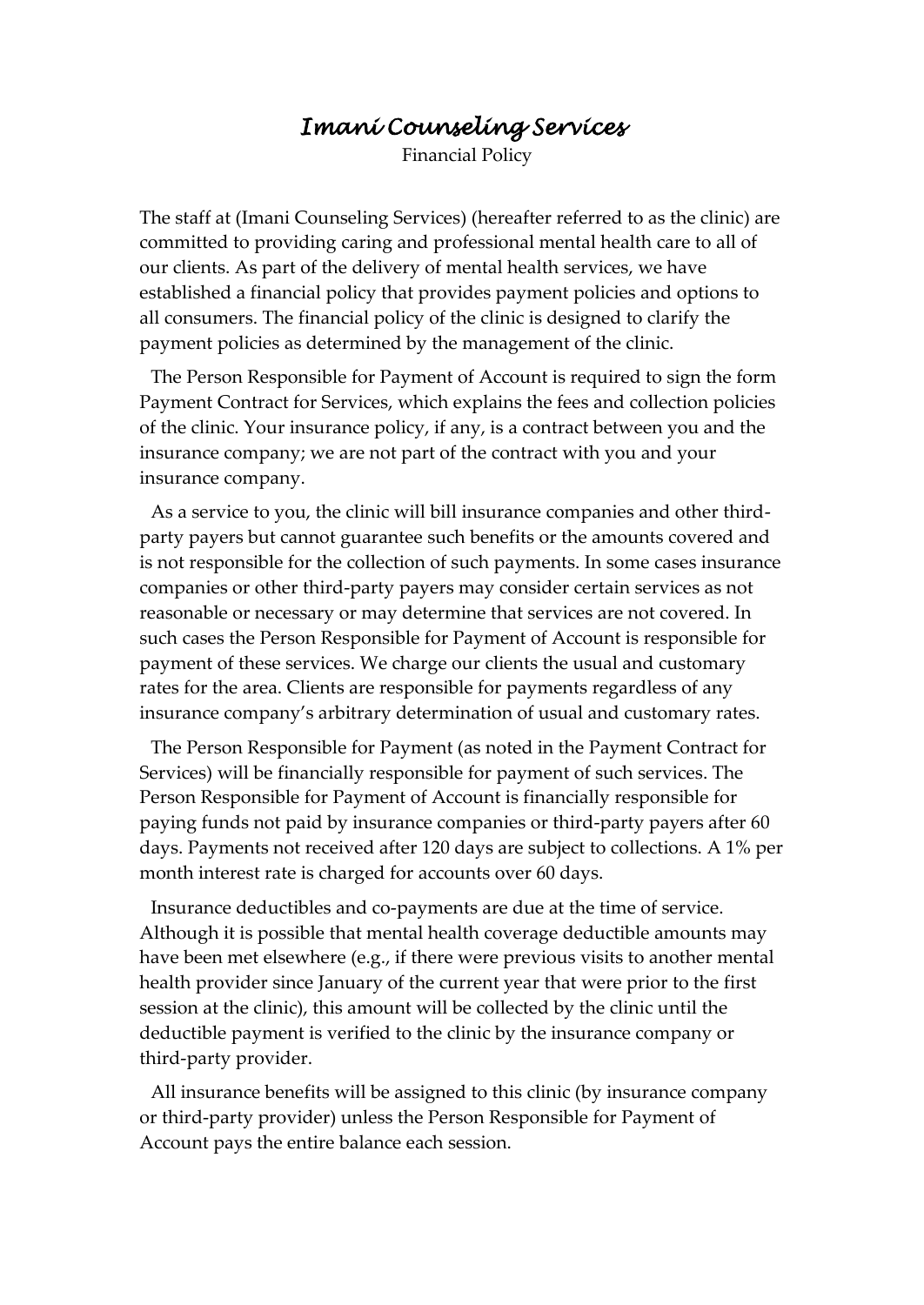# *Imani Counseling Services*

Financial Policy

The staff at (Imani Counseling Services) (hereafter referred to as the clinic) are committed to providing caring and professional mental health care to all of our clients. As part of the delivery of mental health services, we have established a financial policy that provides payment policies and options to all consumers. The financial policy of the clinic is designed to clarify the payment policies as determined by the management of the clinic.

The Person Responsible for Payment of Account is required to sign the form Payment Contract for Services, which explains the fees and collection policies of the clinic. Your insurance policy, if any, is a contract between you and the insurance company; we are not part of the contract with you and your insurance company.

As a service to you, the clinic will bill insurance companies and other third-party payers but cannot guarantee such benefits or the amounts covered and is not responsible for the collection of such payments. In some cases insurance companies or other third-party payers may consider certain services as not reasonable or necessary or may determine that services are not covered. In such cases the Person Responsible for Payment of Account is responsible for payment of these services. We charge our clients the usual and customary rates for the area. Clients are responsible for payments regardless of any insurance company's arbitrary determination of usual and customary rates.

The Person Responsible for Payment (as noted in the Payment Contract for Services) will be financially responsible for payment of such services. The Person Responsible for Payment of Account is financially responsible for paying funds not paid by insurance companies or third-party payers after 60 days. Payments not received after 120 days are subject to collections. A 1% per month interest rate is charged for accounts over 60 days.

Insurance deductibles and co-payments are due at the time of service. Although it is possible that mental health coverage deductible amounts may have been met elsewhere (e.g., if there were previous visits to another mental health provider since January of the current year that were prior to the first session at the clinic), this amount will be collected by the clinic until the deductible payment is verified to the clinic by the insurance company or third-party provider.

All insurance benefits will be assigned to this clinic (by insurance company or third-party provider) unless the Person Responsible for Payment of Account pays the entire balance each session.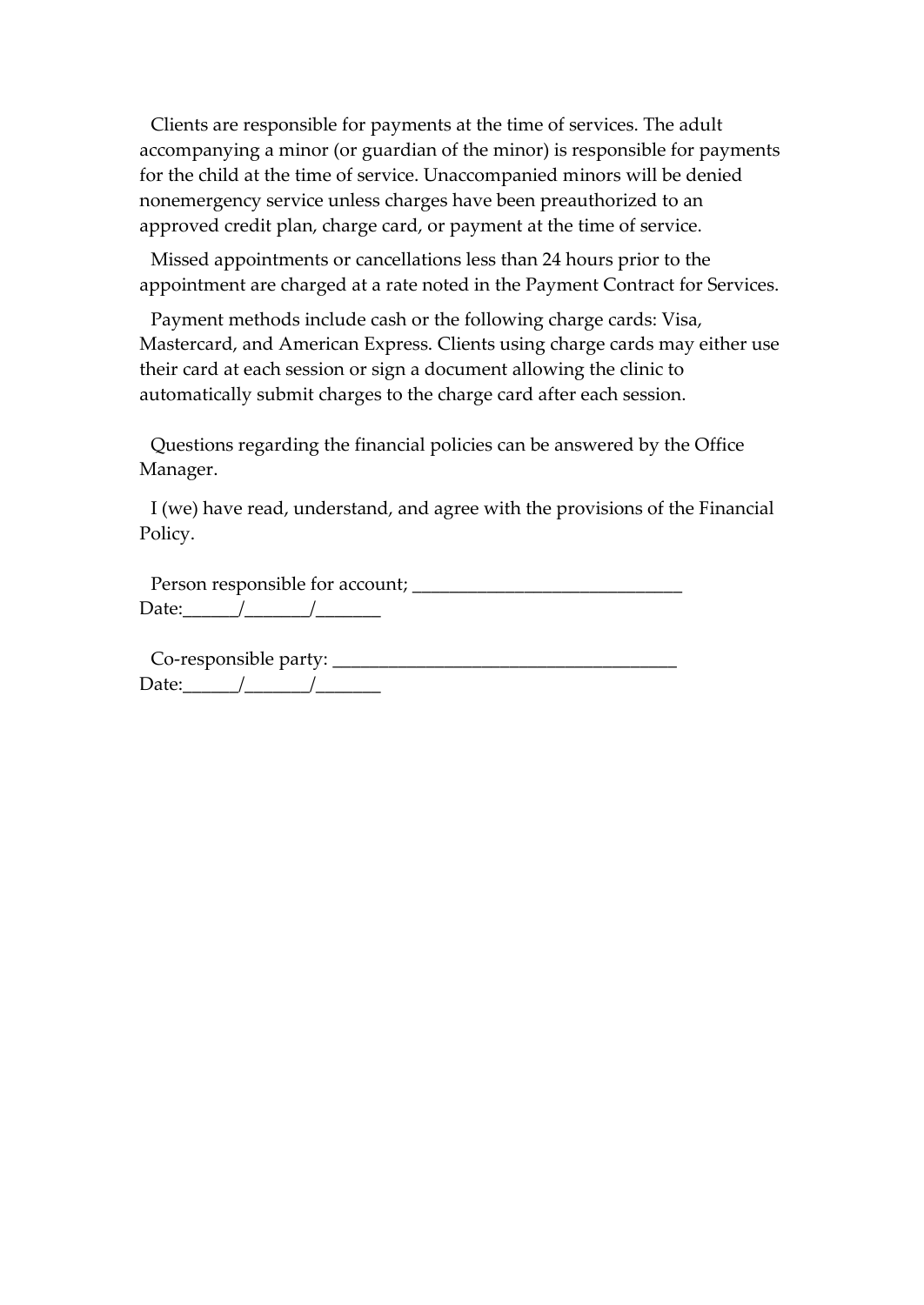Clients are responsible for payments at the time of services. The adult accompanying a minor (or guardian of the minor) is responsible for payments for the child at the time of service. Unaccompanied minors will be denied nonemergency service unless charges have been preauthorized to an approved credit plan, charge card, or payment at the time of service.

Missed appointments or cancellations less than 24 hours prior to the appointment are charged at a rate noted in the Payment Contract for Services.

Payment methods include cash or the following charge cards: Visa, Mastercard, and American Express. Clients using charge cards may either use their card at each session or sign a document allowing the clinic to automatically submit charges to the charge card after each session.

Questions regarding the financial policies can be answered by the Office Manager.

I (we) have read, understand, and agree with the provisions of the Financial Policy.

Person responsible for account; ______________________________
Date:______/_______/_______

Co-responsible party: ______________________________________
Date:______/_______/_______